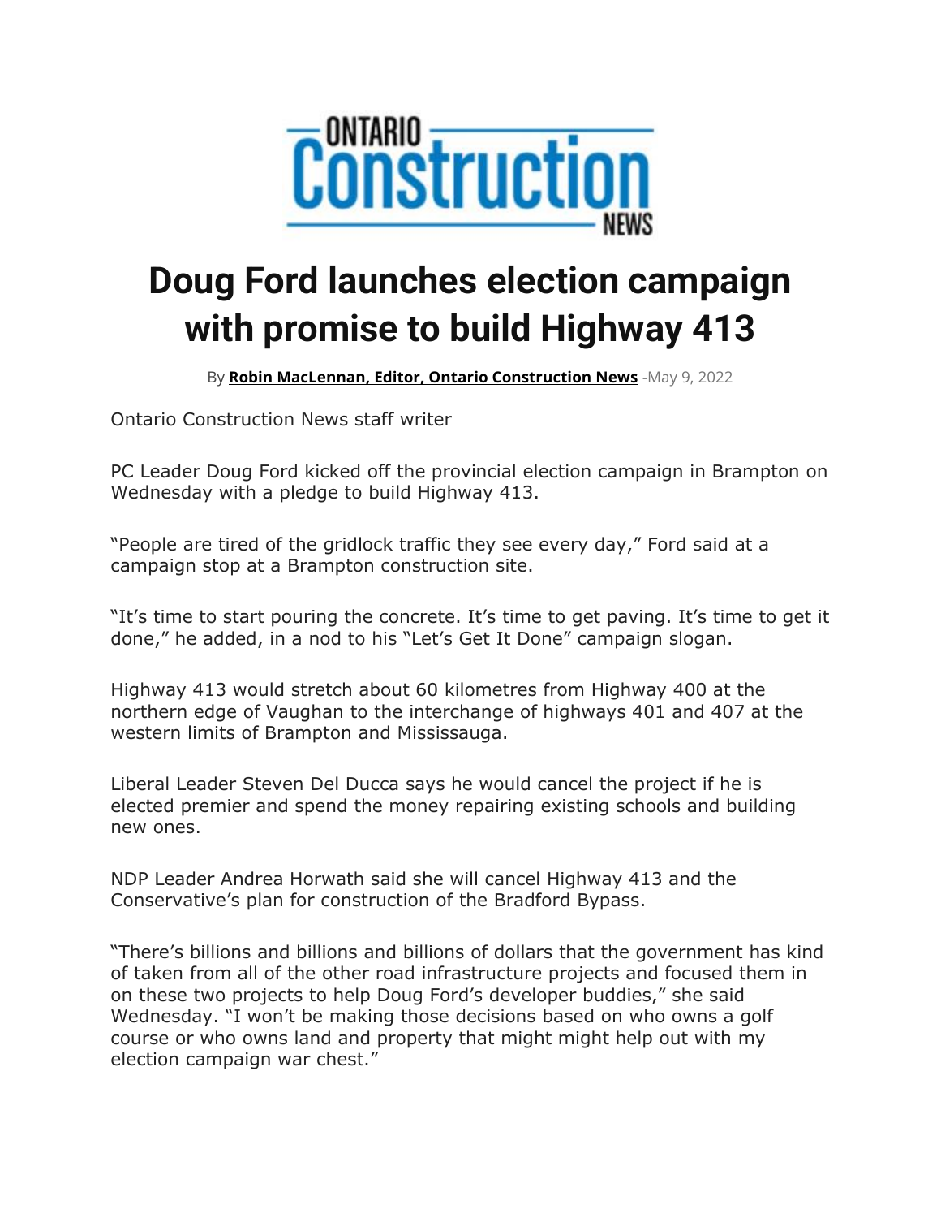ONTARIO Construction NEWS

# Doug Ford launches election campaign with promise to build Highway 413

By **Robin MacLennan, Editor, Ontario Construction News** -May 9, 2022

Ontario Construction News staff writer

PC Leader Doug Ford kicked off the provincial election campaign in Brampton on Wednesday with a pledge to build Highway 413.

"People are tired of the gridlock traffic they see every day," Ford said at a campaign stop at a Brampton construction site.

"It's time to start pouring the concrete. It's time to get paving. It's time to get it done," he added, in a nod to his "Let's Get It Done" campaign slogan.

Highway 413 would stretch about 60 kilometres from Highway 400 at the northern edge of Vaughan to the interchange of highways 401 and 407 at the western limits of Brampton and Mississauga.

Liberal Leader Steven Del Ducca says he would cancel the project if he is elected premier and spend the money repairing existing schools and building new ones.

NDP Leader Andrea Horwath said she will cancel Highway 413 and the Conservative's plan for construction of the Bradford Bypass.

"There's billions and billions and billions of dollars that the government has kind of taken from all of the other road infrastructure projects and focused them in on these two projects to help Doug Ford's developer buddies," she said Wednesday. "I won't be making those decisions based on who owns a golf course or who owns land and property that might might help out with my election campaign war chest."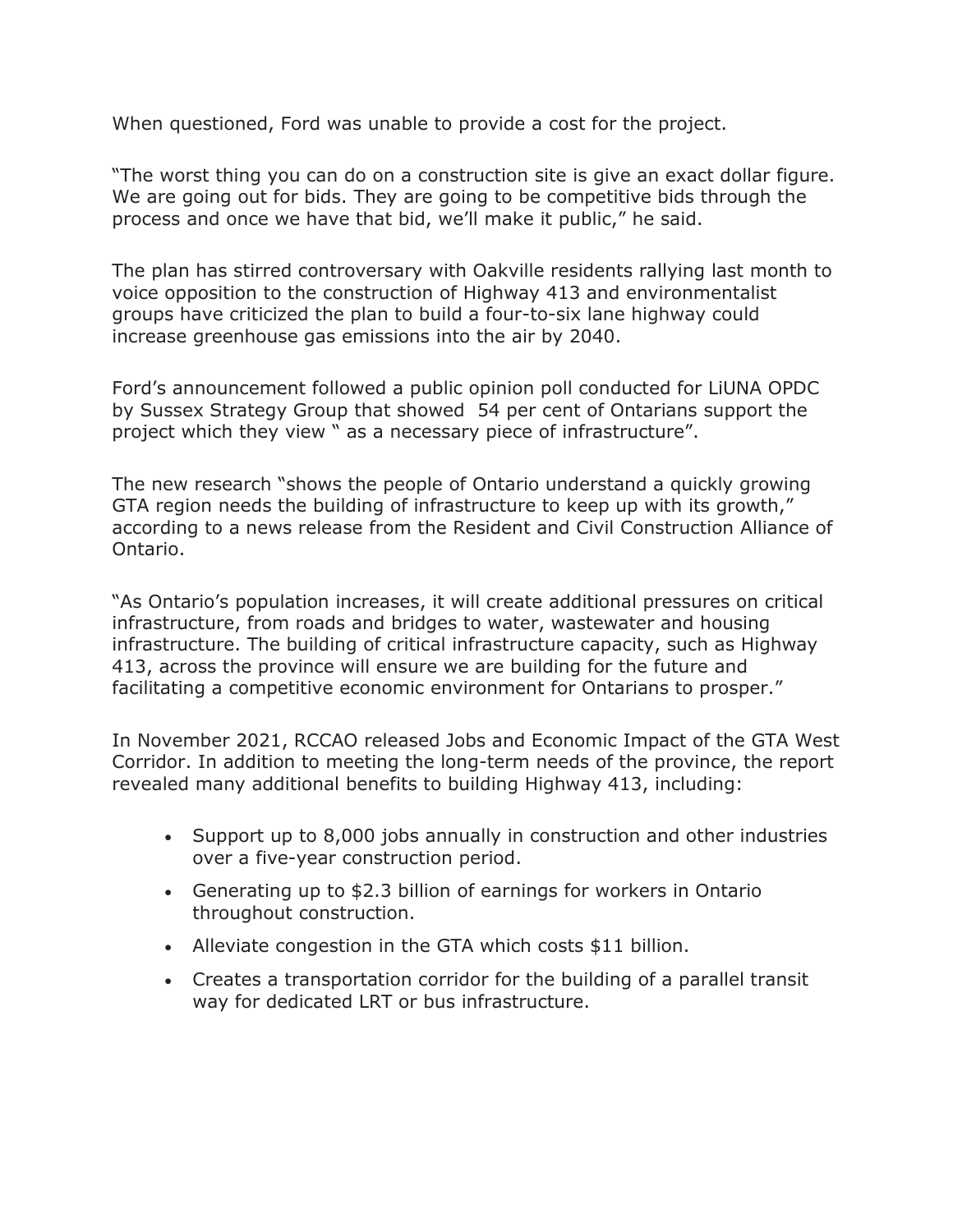When questioned, Ford was unable to provide a cost for the project.

"The worst thing you can do on a construction site is give an exact dollar figure. We are going out for bids. They are going to be competitive bids through the process and once we have that bid, we'll make it public," he said.

The plan has stirred controversary with Oakville residents rallying last month to voice opposition to the construction of Highway 413 and environmentalist groups have criticized the plan to build a four-to-six lane highway could increase greenhouse gas emissions into the air by 2040.

Ford's announcement followed a public opinion poll conducted for LiUNA OPDC by Sussex Strategy Group that showed 54 per cent of Ontarians support the project which they view " as a necessary piece of infrastructure".

The new research "shows the people of Ontario understand a quickly growing GTA region needs the building of infrastructure to keep up with its growth," according to a news release from the Resident and Civil Construction Alliance of Ontario.

"As Ontario's population increases, it will create additional pressures on critical infrastructure, from roads and bridges to water, wastewater and housing infrastructure. The building of critical infrastructure capacity, such as Highway 413, across the province will ensure we are building for the future and facilitating a competitive economic environment for Ontarians to prosper."

In November 2021, RCCAO released Jobs and Economic Impact of the GTA West Corridor. In addition to meeting the long-term needs of the province, the report revealed many additional benefits to building Highway 413, including:

- Support up to 8,000 jobs annually in construction and other industries over a five-year construction period.
- Generating up to $2.3 billion of earnings for workers in Ontario throughout construction.
- Alleviate congestion in the GTA which costs $11 billion.
- Creates a transportation corridor for the building of a parallel transit way for dedicated LRT or bus infrastructure.